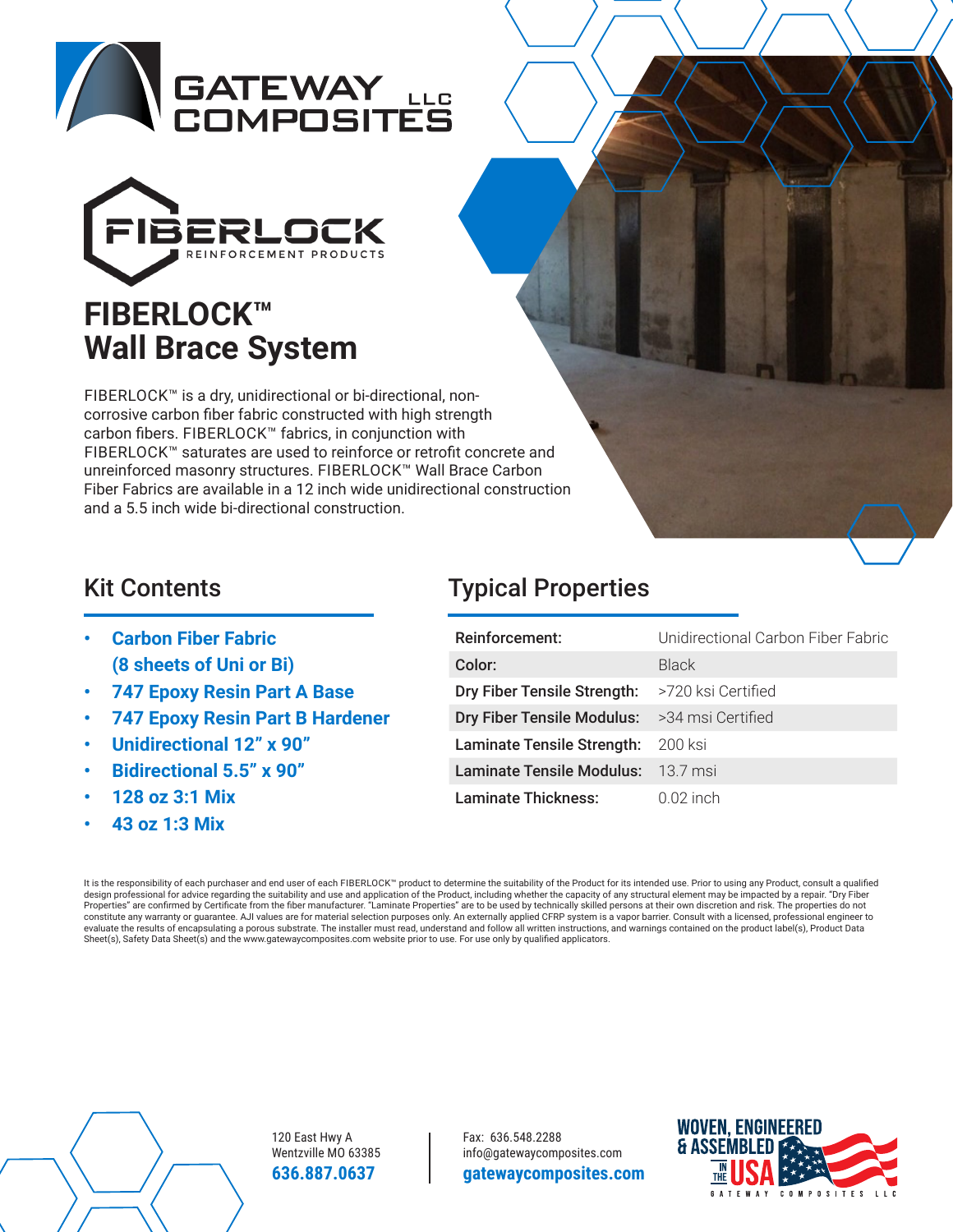# GATEWAY COMPOSITES LLC

FIBERLOCK REINFORCEMENT PRODUCTS

# FIBERLOCK™ Wall Brace System

FIBERLOCK™ is a dry, unidirectional or bi-directional, non-corrosive carbon fiber fabric constructed with high strength carbon fibers. FIBERLOCK™ fabrics, in conjunction with FIBERLOCK™ saturates are used to reinforce or retrofit concrete and unreinforced masonry structures. FIBERLOCK™ Wall Brace Carbon Fiber Fabrics are available in a 12 inch wide unidirectional construction and a 5.5 inch wide bi-directional construction.

## Kit Contents

- **Carbon Fiber Fabric (8 sheets of Uni or Bi)**
- **747 Epoxy Resin Part A Base**
- **747 Epoxy Resin Part B Hardener**
- **Unidirectional 12" x 90"**
- **Bidirectional 5.5" x 90"**
- **128 oz 3:1 Mix**
- **43 oz 1:3 Mix**

## Typical Properties

| Property | Value |
|---|---|
| **Reinforcement:** | Unidirectional Carbon Fiber Fabric |
| **Color:** | Black |
| **Dry Fiber Tensile Strength:** | >720 ksi Certified |
| **Dry Fiber Tensile Modulus:** | >34 msi Certified |
| **Laminate Tensile Strength:** | 200 ksi |
| **Laminate Tensile Modulus:** | 13.7 msi |
| **Laminate Thickness:** | 0.02 inch |

It is the responsibility of each purchaser and end user of each FIBERLOCK™ product to determine the suitability of the Product for its intended use. Prior to using any Product, consult a qualified design professional for advice regarding the suitability and use and application of the Product, including whether the capacity of any structural element may be impacted by a repair. "Dry Fiber Properties" are confirmed by Certificate from the fiber manufacturer. "Laminate Properties" are to be used by technically skilled persons at their own discretion and risk. The properties do not constitute any warranty or guarantee. AJI values are for material selection purposes only. An externally applied CFRP system is a vapor barrier. Consult with a licensed, professional engineer to evaluate the results of encapsulating a porous substrate. The installer must read, understand and follow all written instructions, and warnings contained on the product label(s), Product Data Sheet(s), Safety Data Sheet(s) and the www.gatewaycomposites.com website prior to use. For use only by qualified applicators.

120 East Hwy A
Wentzville MO 63385
**636.887.0637**

Fax: 636.548.2288
info@gatewaycomposites.com
**gatewaycomposites.com**

WOVEN, ENGINEERED & ASSEMBLED IN THE USA
GATEWAY COMPOSITES LLC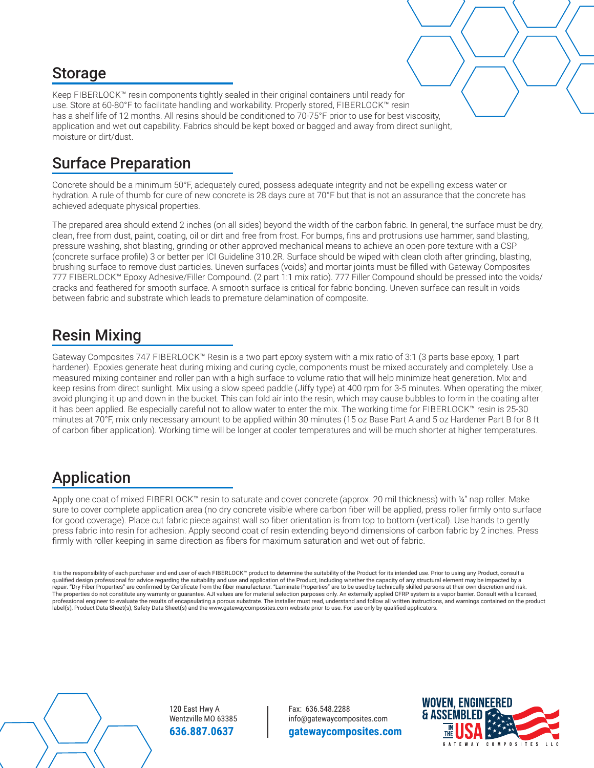## Storage

Keep FIBERLOCK™ resin components tightly sealed in their original containers until ready for use. Store at 60-80°F to facilitate handling and workability. Properly stored, FIBERLOCK™ resin has a shelf life of 12 months. All resins should be conditioned to 70-75°F prior to use for best viscosity, application and wet out capability. Fabrics should be kept boxed or bagged and away from direct sunlight, moisture or dirt/dust.

## Surface Preparation

Concrete should be a minimum 50°F, adequately cured, possess adequate integrity and not be expelling excess water or hydration. A rule of thumb for cure of new concrete is 28 days cure at 70°F but that is not an assurance that the concrete has achieved adequate physical properties.

The prepared area should extend 2 inches (on all sides) beyond the width of the carbon fabric. In general, the surface must be dry, clean, free from dust, paint, coating, oil or dirt and free from frost. For bumps, fins and protrusions use hammer, sand blasting, pressure washing, shot blasting, grinding or other approved mechanical means to achieve an open-pore texture with a CSP (concrete surface profile) 3 or better per ICI Guideline 310.2R. Surface should be wiped with clean cloth after grinding, blasting, brushing surface to remove dust particles. Uneven surfaces (voids) and mortar joints must be filled with Gateway Composites 777 FIBERLOCK™ Epoxy Adhesive/Filler Compound. (2 part 1:1 mix ratio). 777 Filler Compound should be pressed into the voids/cracks and feathered for smooth surface. A smooth surface is critical for fabric bonding. Uneven surface can result in voids between fabric and substrate which leads to premature delamination of composite.

## Resin Mixing

Gateway Composites 747 FIBERLOCK™ Resin is a two part epoxy system with a mix ratio of 3:1 (3 parts base epoxy, 1 part hardener). Epoxies generate heat during mixing and curing cycle, components must be mixed accurately and completely. Use a measured mixing container and roller pan with a high surface to volume ratio that will help minimize heat generation. Mix and keep resins from direct sunlight. Mix using a slow speed paddle (Jiffy type) at 400 rpm for 3-5 minutes. When operating the mixer, avoid plunging it up and down in the bucket. This can fold air into the resin, which may cause bubbles to form in the coating after it has been applied. Be especially careful not to allow water to enter the mix. The working time for FIBERLOCK™ resin is 25-30 minutes at 70°F, mix only necessary amount to be applied within 30 minutes (15 oz Base Part A and 5 oz Hardener Part B for 8 ft of carbon fiber application). Working time will be longer at cooler temperatures and will be much shorter at higher temperatures.

## Application

Apply one coat of mixed FIBERLOCK™ resin to saturate and cover concrete (approx. 20 mil thickness) with ¼" nap roller. Make sure to cover complete application area (no dry concrete visible where carbon fiber will be applied, press roller firmly onto surface for good coverage). Place cut fabric piece against wall so fiber orientation is from top to bottom (vertical). Use hands to gently press fabric into resin for adhesion. Apply second coat of resin extending beyond dimensions of carbon fabric by 2 inches. Press firmly with roller keeping in same direction as fibers for maximum saturation and wet-out of fabric.

It is the responsibility of each purchaser and end user of each FIBERLOCK™ product to determine the suitability of the Product for its intended use. Prior to using any Product, consult a qualified design professional for advice regarding the suitability and use and application of the Product, including whether the capacity of any structural element may be impacted by a repair. "Dry Fiber Properties" are confirmed by Certificate from the fiber manufacturer. "Laminate Properties" are to be used by technically skilled persons at their own discretion and risk. The properties do not constitute any warranty or guarantee. AJI values are for material selection purposes only. An externally applied CFRP system is a vapor barrier. Consult with a licensed, professional engineer to evaluate the results of encapsulating a porous substrate. The installer must read, understand and follow all written instructions, and warnings contained on the product label(s), Product Data Sheet(s), Safety Data Sheet(s) and the www.gatewaycomposites.com website prior to use. For use only by qualified applicators.

120 East Hwy A
Wentzville MO 63385
**636.887.0637**

Fax: 636.548.2288
info@gatewaycomposites.com
**gatewaycomposites.com**

WOVEN, ENGINEERED & ASSEMBLED IN THE USA
GATEWAY COMPOSITES LLC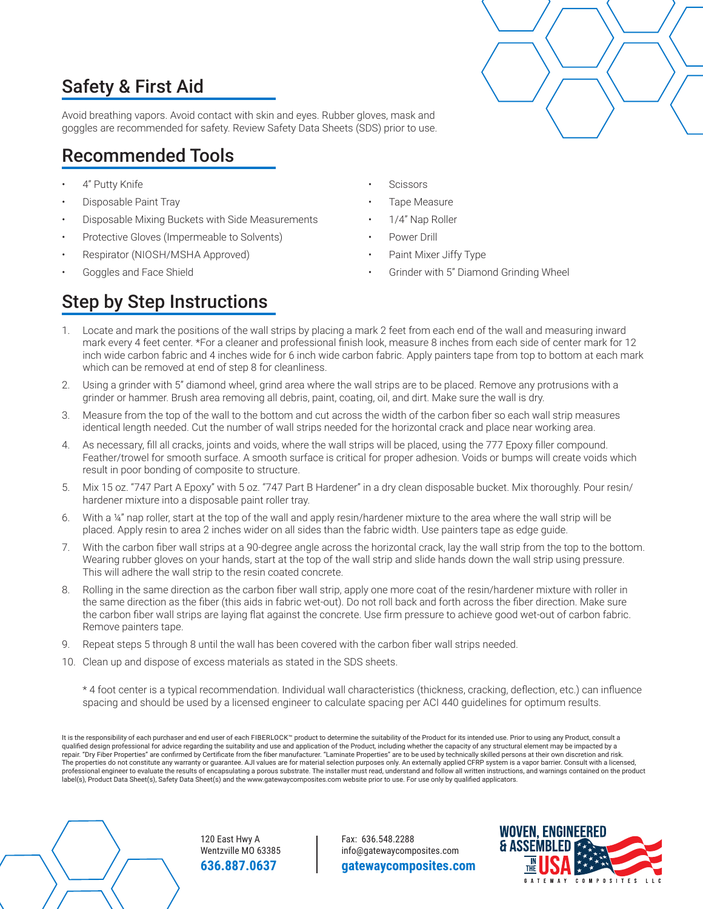## Safety & First Aid

Avoid breathing vapors. Avoid contact with skin and eyes. Rubber gloves, mask and goggles are recommended for safety. Review Safety Data Sheets (SDS) prior to use.

## Recommended Tools

- 4" Putty Knife
- Disposable Paint Tray
- Disposable Mixing Buckets with Side Measurements
- Protective Gloves (Impermeable to Solvents)
- Respirator (NIOSH/MSHA Approved)
- Goggles and Face Shield
- Scissors
- Tape Measure
- 1/4" Nap Roller
- Power Drill
- Paint Mixer Jiffy Type
- Grinder with 5" Diamond Grinding Wheel

## Step by Step Instructions

1. Locate and mark the positions of the wall strips by placing a mark 2 feet from each end of the wall and measuring inward mark every 4 feet center. *For a cleaner and professional finish look, measure 8 inches from each side of center mark for 12 inch wide carbon fabric and 4 inches wide for 6 inch wide carbon fabric. Apply painters tape from top to bottom at each mark which can be removed at end of step 8 for cleanliness.
2. Using a grinder with 5" diamond wheel, grind area where the wall strips are to be placed. Remove any protrusions with a grinder or hammer. Brush area removing all debris, paint, coating, oil, and dirt. Make sure the wall is dry.
3. Measure from the top of the wall to the bottom and cut across the width of the carbon fiber so each wall strip measures identical length needed. Cut the number of wall strips needed for the horizontal crack and place near working area.
4. As necessary, fill all cracks, joints and voids, where the wall strips will be placed, using the 777 Epoxy filler compound. Feather/trowel for smooth surface. A smooth surface is critical for proper adhesion. Voids or bumps will create voids which result in poor bonding of composite to structure.
5. Mix 15 oz. "747 Part A Epoxy" with 5 oz. "747 Part B Hardener" in a dry clean disposable bucket. Mix thoroughly. Pour resin/ hardener mixture into a disposable paint roller tray.
6. With a ¼" nap roller, start at the top of the wall and apply resin/hardener mixture to the area where the wall strip will be placed. Apply resin to area 2 inches wider on all sides than the fabric width. Use painters tape as edge guide.
7. With the carbon fiber wall strips at a 90-degree angle across the horizontal crack, lay the wall strip from the top to the bottom. Wearing rubber gloves on your hands, start at the top of the wall strip and slide hands down the wall strip using pressure. This will adhere the wall strip to the resin coated concrete.
8. Rolling in the same direction as the carbon fiber wall strip, apply one more coat of the resin/hardener mixture with roller in the same direction as the fiber (this aids in fabric wet-out). Do not roll back and forth across the fiber direction. Make sure the carbon fiber wall strips are laying flat against the concrete. Use firm pressure to achieve good wet-out of carbon fabric. Remove painters tape.
9. Repeat steps 5 through 8 until the wall has been covered with the carbon fiber wall strips needed.
10. Clean up and dispose of excess materials as stated in the SDS sheets.

\* 4 foot center is a typical recommendation. Individual wall characteristics (thickness, cracking, deflection, etc.) can influence spacing and should be used by a licensed engineer to calculate spacing per ACI 440 guidelines for optimum results.

It is the responsibility of each purchaser and end user of each FIBERLOCK™ product to determine the suitability of the Product for its intended use. Prior to using any Product, consult a qualified design professional for advice regarding the suitability and use and application of the Product, including whether the capacity of any structural element may be impacted by a repair. "Dry Fiber Properties" are confirmed by Certificate from the fiber manufacturer. "Laminate Properties" are to be used by technically skilled persons at their own discretion and risk. The properties do not constitute any warranty or guarantee. AJI values are for material selection purposes only. An externally applied CFRP system is a vapor barrier. Consult with a licensed, professional engineer to evaluate the results of encapsulating a porous substrate. The installer must read, understand and follow all written instructions, and warnings contained on the product label(s), Product Data Sheet(s), Safety Data Sheet(s) and the www.gatewaycomposites.com website prior to use. For use only by qualified applicators.

120 East Hwy A
Wentzville MO 63385
**636.887.0637**

Fax: 636.548.2288
info@gatewaycomposites.com
**gatewaycomposites.com**

WOVEN, ENGINEERED & ASSEMBLED IN THE USA
GATEWAY COMPOSITES LLC